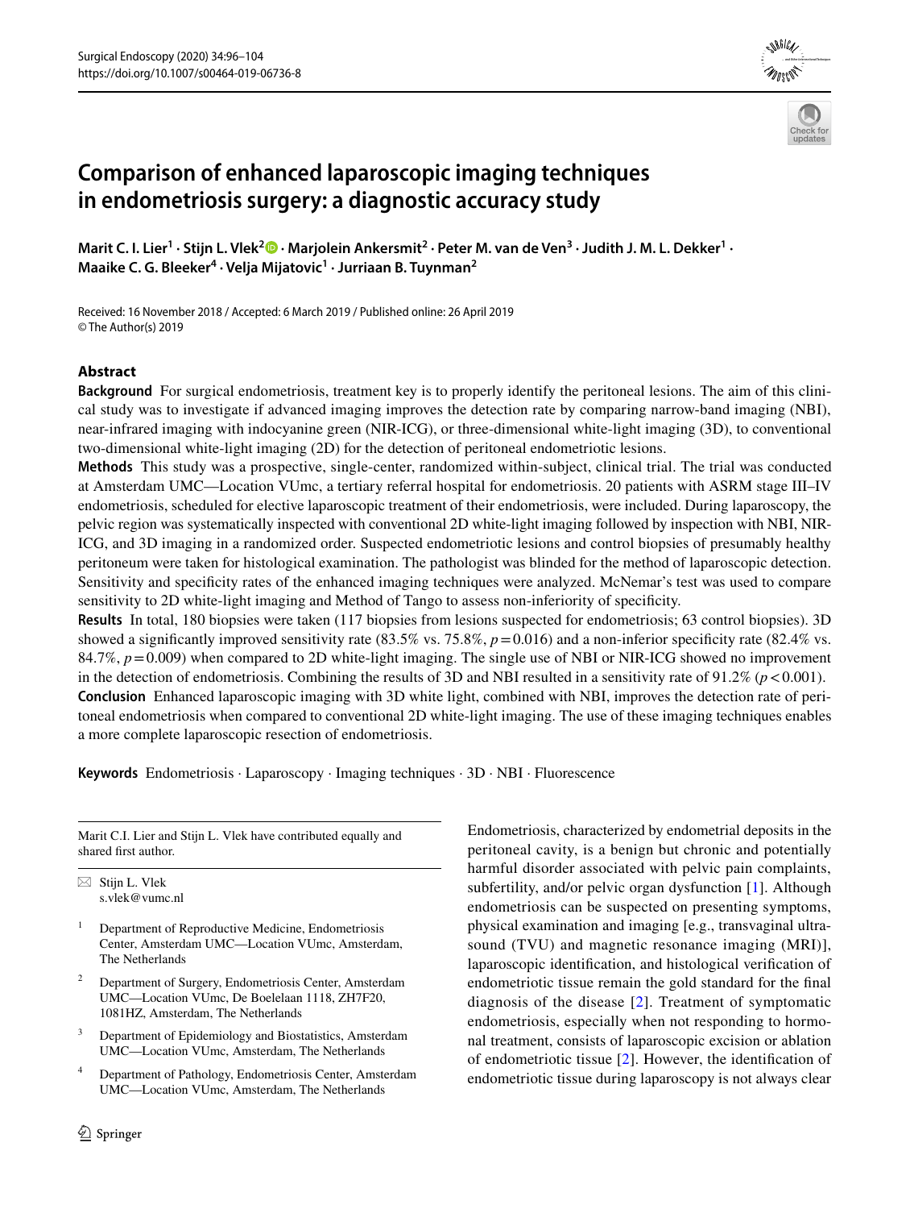# Comparison of enhanced laparoscopic imaging techniques in endometriosis surgery: a diagnostic accuracy study

**Marit C. I. Lier[1] · Stijn L. Vlek[2] · Marjolein Ankersmit[2] · Peter M. van de Ven[3] · Judith J. M. L. Dekker[1] · Maaike C. G. Bleeker[4] · Velja Mijatovic[1] · Jurriaan B. Tuynman[2]**

Received: 16 November 2018 / Accepted: 6 March 2019 / Published online: 26 April 2019
© The Author(s) 2019

## Abstract

**Background** For surgical endometriosis, treatment key is to properly identify the peritoneal lesions. The aim of this clinical study was to investigate if advanced imaging improves the detection rate by comparing narrow-band imaging (NBI), near-infrared imaging with indocyanine green (NIR-ICG), or three-dimensional white-light imaging (3D), to conventional two-dimensional white-light imaging (2D) for the detection of peritoneal endometriotic lesions.

**Methods** This study was a prospective, single-center, randomized within-subject, clinical trial. The trial was conducted at Amsterdam UMC—Location VUmc, a tertiary referral hospital for endometriosis. 20 patients with ASRM stage III–IV endometriosis, scheduled for elective laparoscopic treatment of their endometriosis, were included. During laparoscopy, the pelvic region was systematically inspected with conventional 2D white-light imaging followed by inspection with NBI, NIR-ICG, and 3D imaging in a randomized order. Suspected endometriotic lesions and control biopsies of presumably healthy peritoneum were taken for histological examination. The pathologist was blinded for the method of laparoscopic detection. Sensitivity and specificity rates of the enhanced imaging techniques were analyzed. McNemar's test was used to compare sensitivity to 2D white-light imaging and Method of Tango to assess non-inferiority of specificity.

**Results** In total, 180 biopsies were taken (117 biopsies from lesions suspected for endometriosis; 63 control biopsies). 3D showed a significantly improved sensitivity rate (83.5% vs. 75.8%, $p=0.016$) and a non-inferior specificity rate (82.4% vs. 84.7%, $p=0.009$) when compared to 2D white-light imaging. The single use of NBI or NIR-ICG showed no improvement in the detection of endometriosis. Combining the results of 3D and NBI resulted in a sensitivity rate of 91.2% ($p<0.001$).

**Conclusion** Enhanced laparoscopic imaging with 3D white light, combined with NBI, improves the detection rate of peritoneal endometriosis when compared to conventional 2D white-light imaging. The use of these imaging techniques enables a more complete laparoscopic resection of endometriosis.

**Keywords** Endometriosis · Laparoscopy · Imaging techniques · 3D · NBI · Fluorescence

Marit C.I. Lier and Stijn L. Vlek have contributed equally and shared first author.

✉ Stijn L. Vlek
s.vlek@vumc.nl

[1] Department of Reproductive Medicine, Endometriosis Center, Amsterdam UMC—Location VUmc, Amsterdam, The Netherlands

[2] Department of Surgery, Endometriosis Center, Amsterdam UMC—Location VUmc, De Boelelaan 1118, ZH7F20, 1081HZ, Amsterdam, The Netherlands

[3] Department of Epidemiology and Biostatistics, Amsterdam UMC—Location VUmc, Amsterdam, The Netherlands

[4] Department of Pathology, Endometriosis Center, Amsterdam UMC—Location VUmc, Amsterdam, The Netherlands

Endometriosis, characterized by endometrial deposits in the peritoneal cavity, is a benign but chronic and potentially harmful disorder associated with pelvic pain complaints, subfertility, and/or pelvic organ dysfunction [1]. Although endometriosis can be suspected on presenting symptoms, physical examination and imaging [e.g., transvaginal ultrasound (TVU) and magnetic resonance imaging (MRI)], laparoscopic identification, and histological verification of endometriotic tissue remain the gold standard for the final diagnosis of the disease [2]. Treatment of symptomatic endometriosis, especially when not responding to hormonal treatment, consists of laparoscopic excision or ablation of endometriotic tissue [2]. However, the identification of endometriotic tissue during laparoscopy is not always clear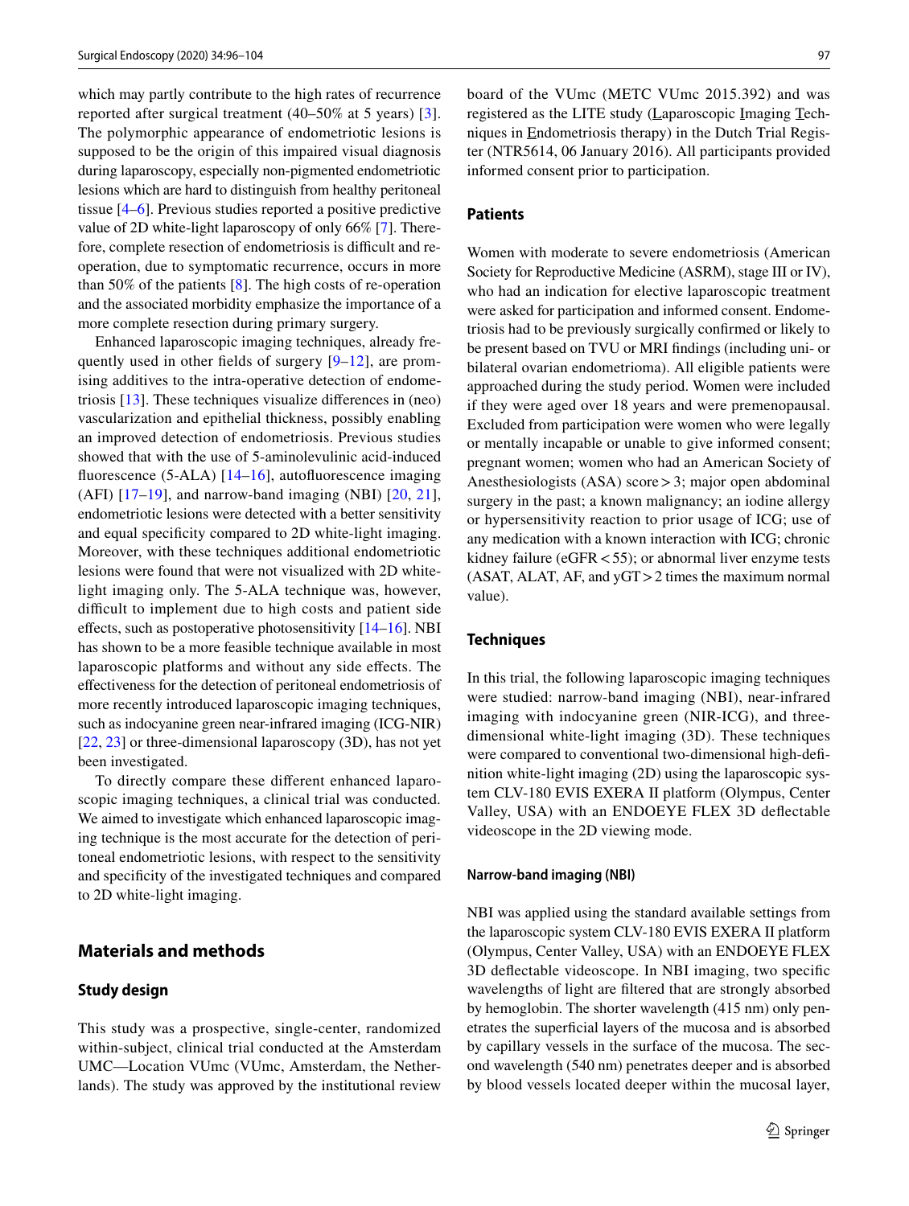which may partly contribute to the high rates of recurrence reported after surgical treatment (40–50% at 5 years) [3]. The polymorphic appearance of endometriotic lesions is supposed to be the origin of this impaired visual diagnosis during laparoscopy, especially non-pigmented endometriotic lesions which are hard to distinguish from healthy peritoneal tissue [4–6]. Previous studies reported a positive predictive value of 2D white-light laparoscopy of only 66% [7]. Therefore, complete resection of endometriosis is difficult and re-operation, due to symptomatic recurrence, occurs in more than 50% of the patients [8]. The high costs of re-operation and the associated morbidity emphasize the importance of a more complete resection during primary surgery.

Enhanced laparoscopic imaging techniques, already frequently used in other fields of surgery [9–12], are promising additives to the intra-operative detection of endometriosis [13]. These techniques visualize differences in (neo) vascularization and epithelial thickness, possibly enabling an improved detection of endometriosis. Previous studies showed that with the use of 5-aminolevulinic acid-induced fluorescence (5-ALA) [14–16], autofluorescence imaging (AFI) [17–19], and narrow-band imaging (NBI) [20, 21], endometriotic lesions were detected with a better sensitivity and equal specificity compared to 2D white-light imaging. Moreover, with these techniques additional endometriotic lesions were found that were not visualized with 2D white-light imaging only. The 5-ALA technique was, however, difficult to implement due to high costs and patient side effects, such as postoperative photosensitivity [14–16]. NBI has shown to be a more feasible technique available in most laparoscopic platforms and without any side effects. The effectiveness for the detection of peritoneal endometriosis of more recently introduced laparoscopic imaging techniques, such as indocyanine green near-infrared imaging (ICG-NIR) [22, 23] or three-dimensional laparoscopy (3D), has not yet been investigated.

To directly compare these different enhanced laparoscopic imaging techniques, a clinical trial was conducted. We aimed to investigate which enhanced laparoscopic imaging technique is the most accurate for the detection of peritoneal endometriotic lesions, with respect to the sensitivity and specificity of the investigated techniques and compared to 2D white-light imaging.

## Materials and methods

### Study design

This study was a prospective, single-center, randomized within-subject, clinical trial conducted at the Amsterdam UMC—Location VUmc (VUmc, Amsterdam, the Netherlands). The study was approved by the institutional review board of the VUmc (METC VUmc 2015.392) and was registered as the LITE study (Laparoscopic Imaging Techniques in Endometriosis therapy) in the Dutch Trial Register (NTR5614, 06 January 2016). All participants provided informed consent prior to participation.

### Patients

Women with moderate to severe endometriosis (American Society for Reproductive Medicine (ASRM), stage III or IV), who had an indication for elective laparoscopic treatment were asked for participation and informed consent. Endometriosis had to be previously surgically confirmed or likely to be present based on TVU or MRI findings (including uni- or bilateral ovarian endometrioma). All eligible patients were approached during the study period. Women were included if they were aged over 18 years and were premenopausal. Excluded from participation were women who were legally or mentally incapable or unable to give informed consent; pregnant women; women who had an American Society of Anesthesiologists (ASA) score > 3; major open abdominal surgery in the past; a known malignancy; an iodine allergy or hypersensitivity reaction to prior usage of ICG; use of any medication with a known interaction with ICG; chronic kidney failure (eGFR < 55); or abnormal liver enzyme tests (ASAT, ALAT, AF, and yGT > 2 times the maximum normal value).

### Techniques

In this trial, the following laparoscopic imaging techniques were studied: narrow-band imaging (NBI), near-infrared imaging with indocyanine green (NIR-ICG), and three-dimensional white-light imaging (3D). These techniques were compared to conventional two-dimensional high-definition white-light imaging (2D) using the laparoscopic system CLV-180 EVIS EXERA II platform (Olympus, Center Valley, USA) with an ENDOEYE FLEX 3D deflectable videoscope in the 2D viewing mode.

#### Narrow-band imaging (NBI)

NBI was applied using the standard available settings from the laparoscopic system CLV-180 EVIS EXERA II platform (Olympus, Center Valley, USA) with an ENDOEYE FLEX 3D deflectable videoscope. In NBI imaging, two specific wavelengths of light are filtered that are strongly absorbed by hemoglobin. The shorter wavelength (415 nm) only penetrates the superficial layers of the mucosa and is absorbed by capillary vessels in the surface of the mucosa. The second wavelength (540 nm) penetrates deeper and is absorbed by blood vessels located deeper within the mucosal layer,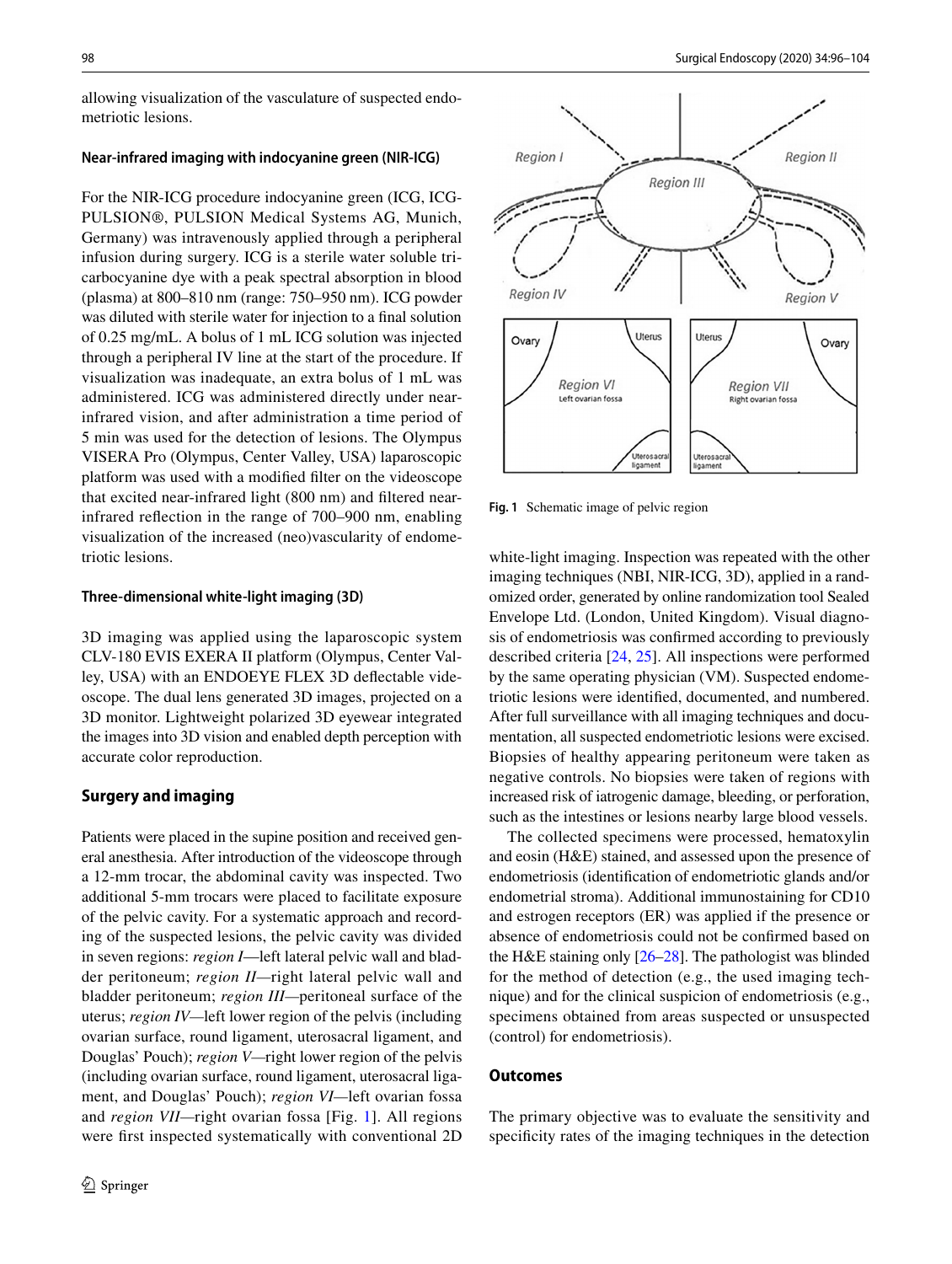allowing visualization of the vasculature of suspected endometriotic lesions.

### Near-infrared imaging with indocyanine green (NIR-ICG)

For the NIR-ICG procedure indocyanine green (ICG, ICG-PULSION®, PULSION Medical Systems AG, Munich, Germany) was intravenously applied through a peripheral infusion during surgery. ICG is a sterile water soluble tricarbocyanine dye with a peak spectral absorption in blood (plasma) at 800–810 nm (range: 750–950 nm). ICG powder was diluted with sterile water for injection to a final solution of 0.25 mg/mL. A bolus of 1 mL ICG solution was injected through a peripheral IV line at the start of the procedure. If visualization was inadequate, an extra bolus of 1 mL was administered. ICG was administered directly under near-infrared vision, and after administration a time period of 5 min was used for the detection of lesions. The Olympus VISERA Pro (Olympus, Center Valley, USA) laparoscopic platform was used with a modified filter on the videoscope that excited near-infrared light (800 nm) and filtered near-infrared reflection in the range of 700–900 nm, enabling visualization of the increased (neo)vascularity of endometriotic lesions.

### Three-dimensional white-light imaging (3D)

3D imaging was applied using the laparoscopic system CLV-180 EVIS EXERA II platform (Olympus, Center Valley, USA) with an ENDOEYE FLEX 3D deflectable videoscope. The dual lens generated 3D images, projected on a 3D monitor. Lightweight polarized 3D eyewear integrated the images into 3D vision and enabled depth perception with accurate color reproduction.

## Surgery and imaging

Patients were placed in the supine position and received general anesthesia. After introduction of the videoscope through a 12-mm trocar, the abdominal cavity was inspected. Two additional 5-mm trocars were placed to facilitate exposure of the pelvic cavity. For a systematic approach and recording of the suspected lesions, the pelvic cavity was divided in seven regions: *region I*—left lateral pelvic wall and bladder peritoneum; *region II*—right lateral pelvic wall and bladder peritoneum; *region III*—peritoneal surface of the uterus; *region IV*—left lower region of the pelvis (including ovarian surface, round ligament, uterosacral ligament, and Douglas' Pouch); *region V*—right lower region of the pelvis (including ovarian surface, round ligament, uterosacral ligament, and Douglas' Pouch); *region VI*—left ovarian fossa and *region VII*—right ovarian fossa [Fig. 1]. All regions were first inspected systematically with conventional 2D white-light imaging. Inspection was repeated with the other imaging techniques (NBI, NIR-ICG, 3D), applied in a randomized order, generated by online randomization tool Sealed Envelope Ltd. (London, United Kingdom). Visual diagnosis of endometriosis was confirmed according to previously described criteria [24, 25]. All inspections were performed by the same operating physician (VM). Suspected endometriotic lesions were identified, documented, and numbered. After full surveillance with all imaging techniques and documentation, all suspected endometriotic lesions were excised. Biopsies of healthy appearing peritoneum were taken as negative controls. No biopsies were taken of regions with increased risk of iatrogenic damage, bleeding, or perforation, such as the intestines or lesions nearby large blood vessels.

The collected specimens were processed, hematoxylin and eosin (H&E) stained, and assessed upon the presence of endometriosis (identification of endometriotic glands and/or endometrial stroma). Additional immunostaining for CD10 and estrogen receptors (ER) was applied if the presence or absence of endometriosis could not be confirmed based on the H&E staining only [26–28]. The pathologist was blinded for the method of detection (e.g., the used imaging technique) and for the clinical suspicion of endometriosis (e.g., specimens obtained from areas suspected or unsuspected (control) for endometriosis).

**Fig. 1** Schematic image of pelvic region

## Outcomes

The primary objective was to evaluate the sensitivity and specificity rates of the imaging techniques in the detection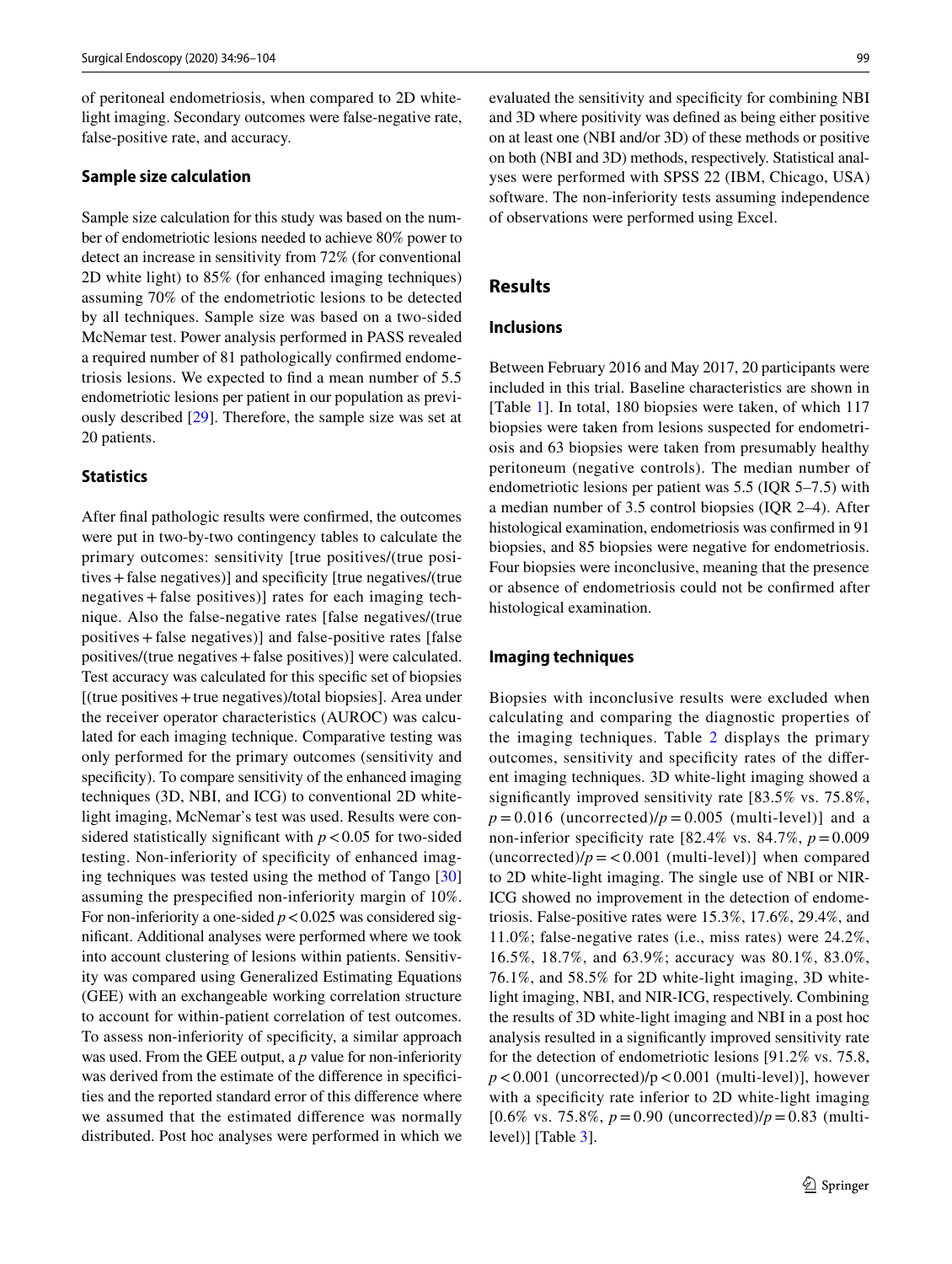of peritoneal endometriosis, when compared to 2D white-light imaging. Secondary outcomes were false-negative rate, false-positive rate, and accuracy.

### Sample size calculation

Sample size calculation for this study was based on the number of endometriotic lesions needed to achieve 80% power to detect an increase in sensitivity from 72% (for conventional 2D white light) to 85% (for enhanced imaging techniques) assuming 70% of the endometriotic lesions to be detected by all techniques. Sample size was based on a two-sided McNemar test. Power analysis performed in PASS revealed a required number of 81 pathologically confirmed endometriosis lesions. We expected to find a mean number of 5.5 endometriotic lesions per patient in our population as previously described [29]. Therefore, the sample size was set at 20 patients.

### Statistics

After final pathologic results were confirmed, the outcomes were put in two-by-two contingency tables to calculate the primary outcomes: sensitivity [true positives/(true positives + false negatives)] and specificity [true negatives/(true negatives + false positives)] rates for each imaging technique. Also the false-negative rates [false negatives/(true positives + false negatives)] and false-positive rates [false positives/(true negatives + false positives)] were calculated. Test accuracy was calculated for this specific set of biopsies [(true positives + true negatives)/total biopsies]. Area under the receiver operator characteristics (AUROC) was calculated for each imaging technique. Comparative testing was only performed for the primary outcomes (sensitivity and specificity). To compare sensitivity of the enhanced imaging techniques (3D, NBI, and ICG) to conventional 2D white-light imaging, McNemar's test was used. Results were considered statistically significant with $p < 0.05$ for two-sided testing. Non-inferiority of specificity of enhanced imaging techniques was tested using the method of Tango [30] assuming the prespecified non-inferiority margin of 10%. For non-inferiority a one-sided $p < 0.025$ was considered significant. Additional analyses were performed where we took into account clustering of lesions within patients. Sensitivity was compared using Generalized Estimating Equations (GEE) with an exchangeable working correlation structure to account for within-patient correlation of test outcomes. To assess non-inferiority of specificity, a similar approach was used. From the GEE output, a $p$ value for non-inferiority was derived from the estimate of the difference in specificities and the reported standard error of this difference where we assumed that the estimated difference was normally distributed. Post hoc analyses were performed in which we evaluated the sensitivity and specificity for combining NBI and 3D where positivity was defined as being either positive on at least one (NBI and/or 3D) of these methods or positive on both (NBI and 3D) methods, respectively. Statistical analyses were performed with SPSS 22 (IBM, Chicago, USA) software. The non-inferiority tests assuming independence of observations were performed using Excel.

## Results

### Inclusions

Between February 2016 and May 2017, 20 participants were included in this trial. Baseline characteristics are shown in [Table 1]. In total, 180 biopsies were taken, of which 117 biopsies were taken from lesions suspected for endometriosis and 63 biopsies were taken from presumably healthy peritoneum (negative controls). The median number of endometriotic lesions per patient was 5.5 (IQR 5–7.5) with a median number of 3.5 control biopsies (IQR 2–4). After histological examination, endometriosis was confirmed in 91 biopsies, and 85 biopsies were negative for endometriosis. Four biopsies were inconclusive, meaning that the presence or absence of endometriosis could not be confirmed after histological examination.

### Imaging techniques

Biopsies with inconclusive results were excluded when calculating and comparing the diagnostic properties of the imaging techniques. Table 2 displays the primary outcomes, sensitivity and specificity rates of the different imaging techniques. 3D white-light imaging showed a significantly improved sensitivity rate [83.5% vs. 75.8%, $p = 0.016$ (uncorrected)/$p = 0.005$ (multi-level)] and a non-inferior specificity rate [82.4% vs. 84.7%, $p = 0.009$ (uncorrected)/$p = < 0.001$ (multi-level)] when compared to 2D white-light imaging. The single use of NBI or NIR-ICG showed no improvement in the detection of endometriosis. False-positive rates were 15.3%, 17.6%, 29.4%, and 11.0%; false-negative rates (i.e., miss rates) were 24.2%, 16.5%, 18.7%, and 63.9%; accuracy was 80.1%, 83.0%, 76.1%, and 58.5% for 2D white-light imaging, 3D white-light imaging, NBI, and NIR-ICG, respectively. Combining the results of 3D white-light imaging and NBI in a post hoc analysis resulted in a significantly improved sensitivity rate for the detection of endometriotic lesions [91.2% vs. 75.8, $p < 0.001$ (uncorrected)/p $< 0.001$ (multi-level)], however with a specificity rate inferior to 2D white-light imaging [0.6% vs. 75.8%, $p = 0.90$ (uncorrected)/$p = 0.83$ (multi-level)] [Table 3].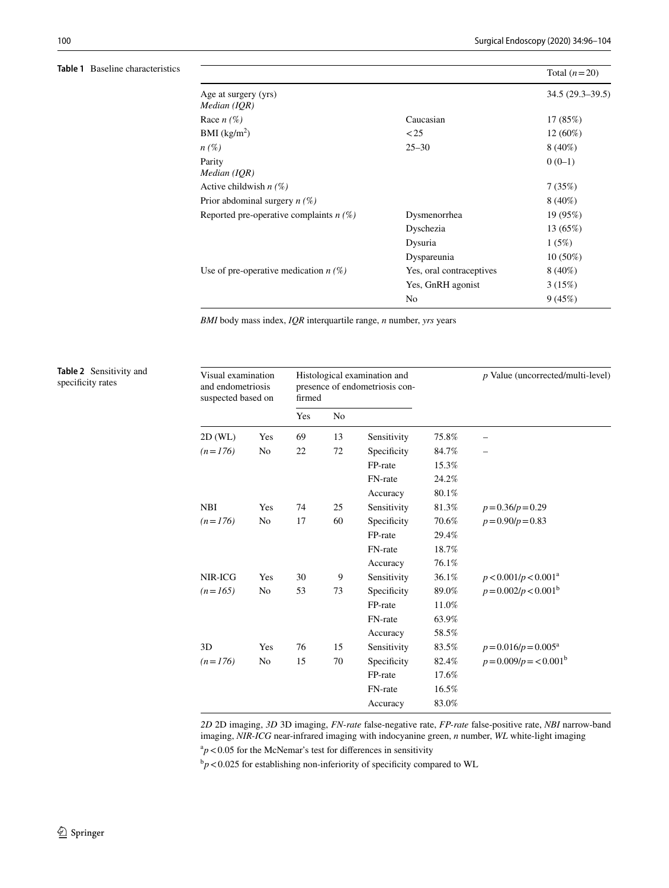**Table 1** Baseline characteristics

| | | Total ($n=20$) |
|---|---|---|
| Age at surgery (yrs) *Median (IQR)* | | 34.5 (29.3–39.5) |
| Race *n (%)* | Caucasian | 17 (85%) |
| BMI (kg/m$^2$) | <25 | 12 (60%) |
| *n (%)* | 25–30 | 8 (40%) |
| Parity *Median (IQR)* | | 0 (0–1) |
| Active childwish *n (%)* | | 7 (35%) |
| Prior abdominal surgery *n (%)* | | 8 (40%) |
| Reported pre-operative complaints *n (%)* | Dysmenorrhea | 19 (95%) |
| | Dyschezia | 13 (65%) |
| | Dysuria | 1 (5%) |
| | Dyspareunia | 10 (50%) |
| Use of pre-operative medication *n (%)* | Yes, oral contraceptives | 8 (40%) |
| | Yes, GnRH agonist | 3 (15%) |
| | No | 9 (45%) |

*BMI* body mass index, *IQR* interquartile range, *n* number, *yrs* years

**Table 2** Sensitivity and specificity rates

| Visual examination and endometriosis suspected based on | | Histological examination and presence of endometriosis confirmed | | | | $p$ Value (uncorrected/multi-level) |
|---|---|---|---|---|---|---|
| | | Yes | No | | | |
| 2D (WL) | Yes | 69 | 13 | Sensitivity | 75.8% | – |
| *(n=176)* | No | 22 | 72 | Specificity | 84.7% | – |
| | | | | FP-rate | 15.3% | |
| | | | | FN-rate | 24.2% | |
| | | | | Accuracy | 80.1% | |
| NBI | Yes | 74 | 25 | Sensitivity | 81.3% | $p=0.36/p=0.29$ |
| *(n=176)* | No | 17 | 60 | Specificity | 70.6% | $p=0.90/p=0.83$ |
| | | | | FP-rate | 29.4% | |
| | | | | FN-rate | 18.7% | |
| | | | | Accuracy | 76.1% | |
| NIR-ICG | Yes | 30 | 9 | Sensitivity | 36.1% | $p<0.001/p<0.001$[a] |
| *(n=165)* | No | 53 | 73 | Specificity | 89.0% | $p=0.002/p<0.001$[b] |
| | | | | FP-rate | 11.0% | |
| | | | | FN-rate | 63.9% | |
| | | | | Accuracy | 58.5% | |
| 3D | Yes | 76 | 15 | Sensitivity | 83.5% | $p=0.016/p=0.005$[a] |
| *(n=176)* | No | 15 | 70 | Specificity | 82.4% | $p=0.009/p=<0.001$[b] |
| | | | | FP-rate | 17.6% | |
| | | | | FN-rate | 16.5% | |
| | | | | Accuracy | 83.0% | |

*2D* 2D imaging, *3D* 3D imaging, *FN-rate* false-negative rate, *FP-rate* false-positive rate, *NBI* narrow-band imaging, *NIR-ICG* near-infrared imaging with indocyanine green, *n* number, *WL* white-light imaging

[a]$p<0.05$ for the McNemar's test for differences in sensitivity

[b]$p<0.025$ for establishing non-inferiority of specificity compared to WL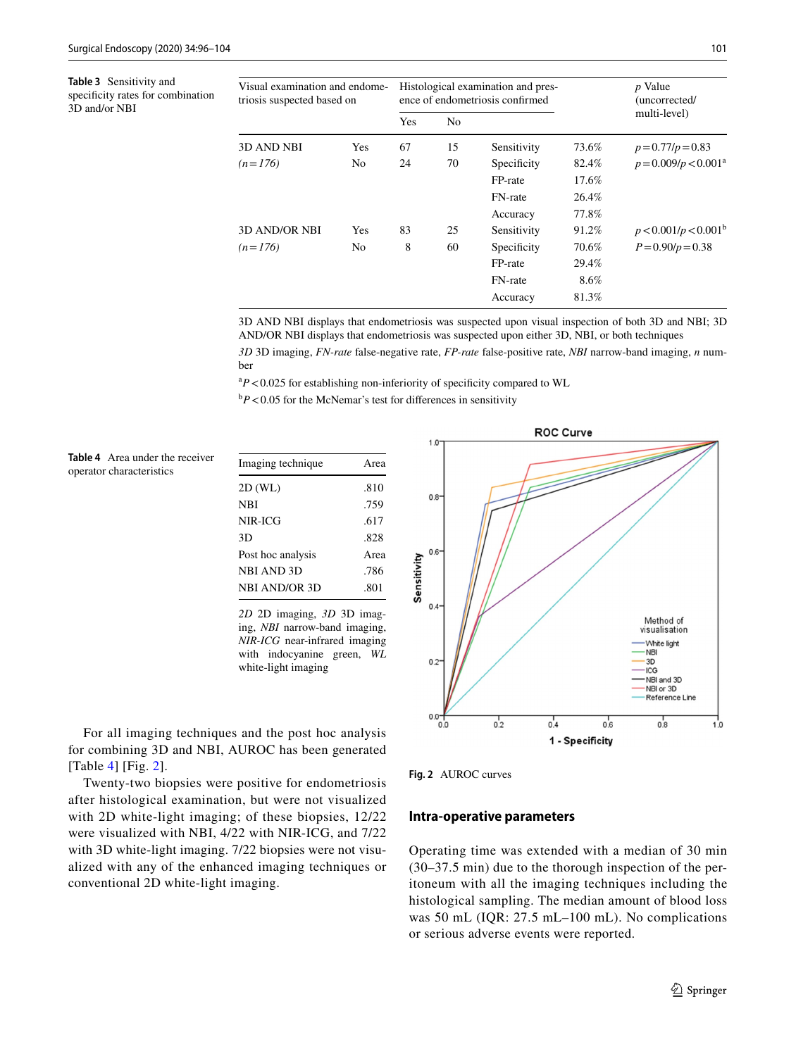**Table 3** Sensitivity and specificity rates for combination 3D and/or NBI

| Visual examination and endometriosis suspected based on | | Histological examination and presence of endometriosis confirmed | | | | p Value (uncorrected/multi-level) |
|---|---|---|---|---|---|---|
| | | Yes | No | | | |
| 3D AND NBI | Yes | 67 | 15 | Sensitivity | 73.6% | $p=0.77/p=0.83$ |
| (n = 176) | No | 24 | 70 | Specificity | 82.4% | $p=0.009/p<0.001$[a] |
| | | | | FP-rate | 17.6% | |
| | | | | FN-rate | 26.4% | |
| | | | | Accuracy | 77.8% | |
| 3D AND/OR NBI | Yes | 83 | 25 | Sensitivity | 91.2% | $p<0.001/p<0.001$[b] |
| (n = 176) | No | 8 | 60 | Specificity | 70.6% | $P=0.90/p=0.38$ |
| | | | | FP-rate | 29.4% | |
| | | | | FN-rate | 8.6% | |
| | | | | Accuracy | 81.3% | |

3D AND NBI displays that endometriosis was suspected upon visual inspection of both 3D and NBI; 3D AND/OR NBI displays that endometriosis was suspected upon either 3D, NBI, or both techniques

*3D* 3D imaging, *FN-rate* false-negative rate, *FP-rate* false-positive rate, *NBI* narrow-band imaging, *n* number

[a] $P<0.025$ for establishing non-inferiority of specificity compared to WL

[b] $P<0.05$ for the McNemar's test for differences in sensitivity

**Table 4** Area under the receiver operator characteristics

| Imaging technique | Area |
|---|---|
| 2D (WL) | .810 |
| NBI | .759 |
| NIR-ICG | .617 |
| 3D | .828 |
| Post hoc analysis | Area |
| NBI AND 3D | .786 |
| NBI AND/OR 3D | .801 |

*2D* 2D imaging, *3D* 3D imaging, *NBI* narrow-band imaging, *NIR-ICG* near-infrared imaging with indocyanine green, *WL* white-light imaging

**Fig. 2** AUROC curves

For all imaging techniques and the post hoc analysis for combining 3D and NBI, AUROC has been generated [Table 4] [Fig. 2].

Twenty-two biopsies were positive for endometriosis after histological examination, but were not visualized with 2D white-light imaging; of these biopsies, 12/22 were visualized with NBI, 4/22 with NIR-ICG, and 7/22 with 3D white-light imaging. 7/22 biopsies were not visualized with any of the enhanced imaging techniques or conventional 2D white-light imaging.

## Intra-operative parameters

Operating time was extended with a median of 30 min (30–37.5 min) due to the thorough inspection of the peritoneum with all the imaging techniques including the histological sampling. The median amount of blood loss was 50 mL (IQR: 27.5 mL–100 mL). No complications or serious adverse events were reported.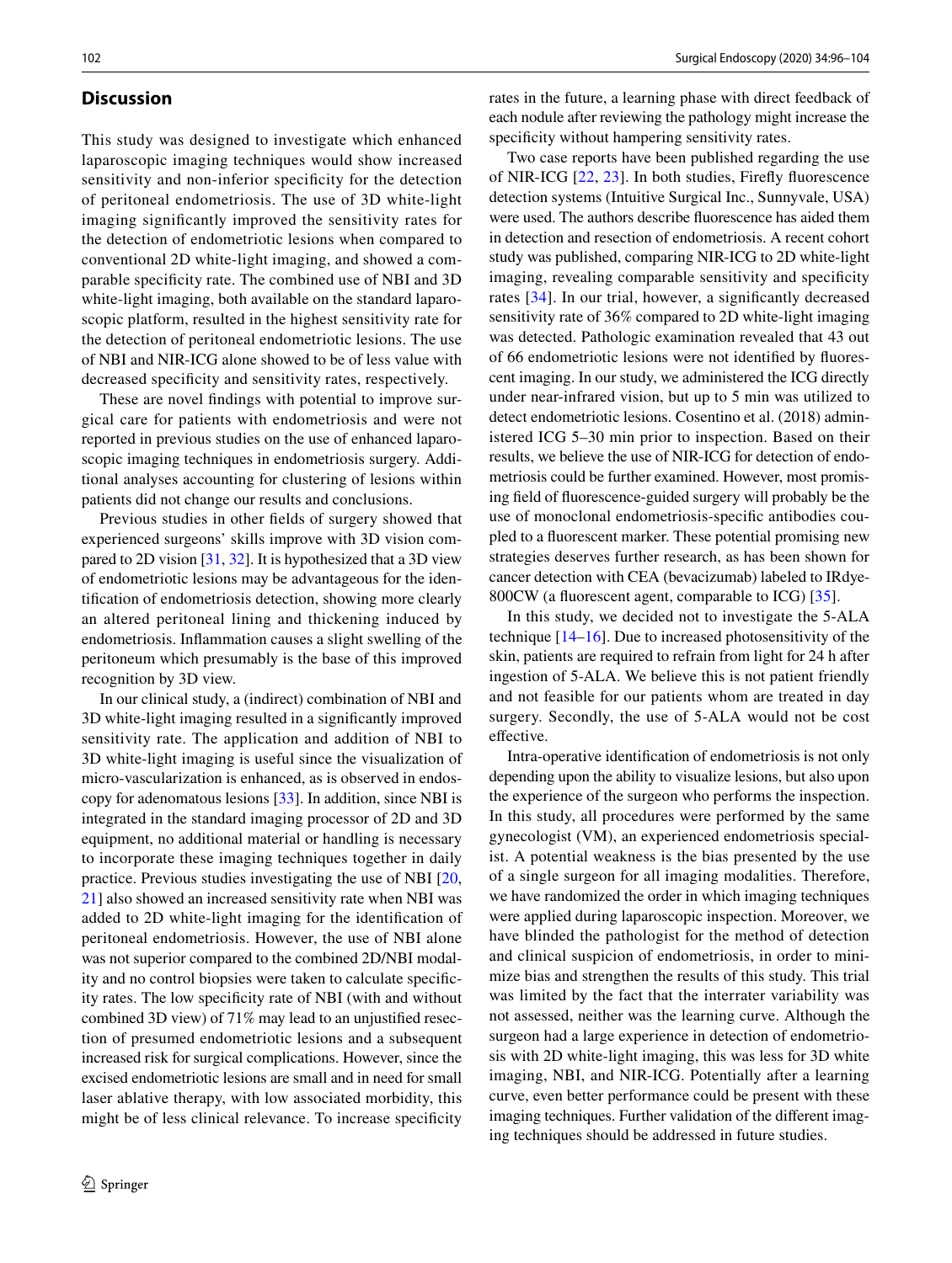## Discussion

This study was designed to investigate which enhanced laparoscopic imaging techniques would show increased sensitivity and non-inferior specificity for the detection of peritoneal endometriosis. The use of 3D white-light imaging significantly improved the sensitivity rates for the detection of endometriotic lesions when compared to conventional 2D white-light imaging, and showed a comparable specificity rate. The combined use of NBI and 3D white-light imaging, both available on the standard laparoscopic platform, resulted in the highest sensitivity rate for the detection of peritoneal endometriotic lesions. The use of NBI and NIR-ICG alone showed to be of less value with decreased specificity and sensitivity rates, respectively.

These are novel findings with potential to improve surgical care for patients with endometriosis and were not reported in previous studies on the use of enhanced laparoscopic imaging techniques in endometriosis surgery. Additional analyses accounting for clustering of lesions within patients did not change our results and conclusions.

Previous studies in other fields of surgery showed that experienced surgeons' skills improve with 3D vision compared to 2D vision [31, 32]. It is hypothesized that a 3D view of endometriotic lesions may be advantageous for the identification of endometriosis detection, showing more clearly an altered peritoneal lining and thickening induced by endometriosis. Inflammation causes a slight swelling of the peritoneum which presumably is the base of this improved recognition by 3D view.

In our clinical study, a (indirect) combination of NBI and 3D white-light imaging resulted in a significantly improved sensitivity rate. The application and addition of NBI to 3D white-light imaging is useful since the visualization of micro-vascularization is enhanced, as is observed in endoscopy for adenomatous lesions [33]. In addition, since NBI is integrated in the standard imaging processor of 2D and 3D equipment, no additional material or handling is necessary to incorporate these imaging techniques together in daily practice. Previous studies investigating the use of NBI [20, 21] also showed an increased sensitivity rate when NBI was added to 2D white-light imaging for the identification of peritoneal endometriosis. However, the use of NBI alone was not superior compared to the combined 2D/NBI modality and no control biopsies were taken to calculate specificity rates. The low specificity rate of NBI (with and without combined 3D view) of 71% may lead to an unjustified resection of presumed endometriotic lesions and a subsequent increased risk for surgical complications. However, since the excised endometriotic lesions are small and in need for small laser ablative therapy, with low associated morbidity, this might be of less clinical relevance. To increase specificity rates in the future, a learning phase with direct feedback of each nodule after reviewing the pathology might increase the specificity without hampering sensitivity rates.

Two case reports have been published regarding the use of NIR-ICG [22, 23]. In both studies, Firefly fluorescence detection systems (Intuitive Surgical Inc., Sunnyvale, USA) were used. The authors describe fluorescence has aided them in detection and resection of endometriosis. A recent cohort study was published, comparing NIR-ICG to 2D white-light imaging, revealing comparable sensitivity and specificity rates [34]. In our trial, however, a significantly decreased sensitivity rate of 36% compared to 2D white-light imaging was detected. Pathologic examination revealed that 43 out of 66 endometriotic lesions were not identified by fluorescent imaging. In our study, we administered the ICG directly under near-infrared vision, but up to 5 min was utilized to detect endometriotic lesions. Cosentino et al. (2018) administered ICG 5–30 min prior to inspection. Based on their results, we believe the use of NIR-ICG for detection of endometriosis could be further examined. However, most promising field of fluorescence-guided surgery will probably be the use of monoclonal endometriosis-specific antibodies coupled to a fluorescent marker. These potential promising new strategies deserves further research, as has been shown for cancer detection with CEA (bevacizumab) labeled to IRdye-800CW (a fluorescent agent, comparable to ICG) [35].

In this study, we decided not to investigate the 5-ALA technique [14–16]. Due to increased photosensitivity of the skin, patients are required to refrain from light for 24 h after ingestion of 5-ALA. We believe this is not patient friendly and not feasible for our patients whom are treated in day surgery. Secondly, the use of 5-ALA would not be cost effective.

Intra-operative identification of endometriosis is not only depending upon the ability to visualize lesions, but also upon the experience of the surgeon who performs the inspection. In this study, all procedures were performed by the same gynecologist (VM), an experienced endometriosis specialist. A potential weakness is the bias presented by the use of a single surgeon for all imaging modalities. Therefore, we have randomized the order in which imaging techniques were applied during laparoscopic inspection. Moreover, we have blinded the pathologist for the method of detection and clinical suspicion of endometriosis, in order to minimize bias and strengthen the results of this study. This trial was limited by the fact that the interrater variability was not assessed, neither was the learning curve. Although the surgeon had a large experience in detection of endometriosis with 2D white-light imaging, this was less for 3D white imaging, NBI, and NIR-ICG. Potentially after a learning curve, even better performance could be present with these imaging techniques. Further validation of the different imaging techniques should be addressed in future studies.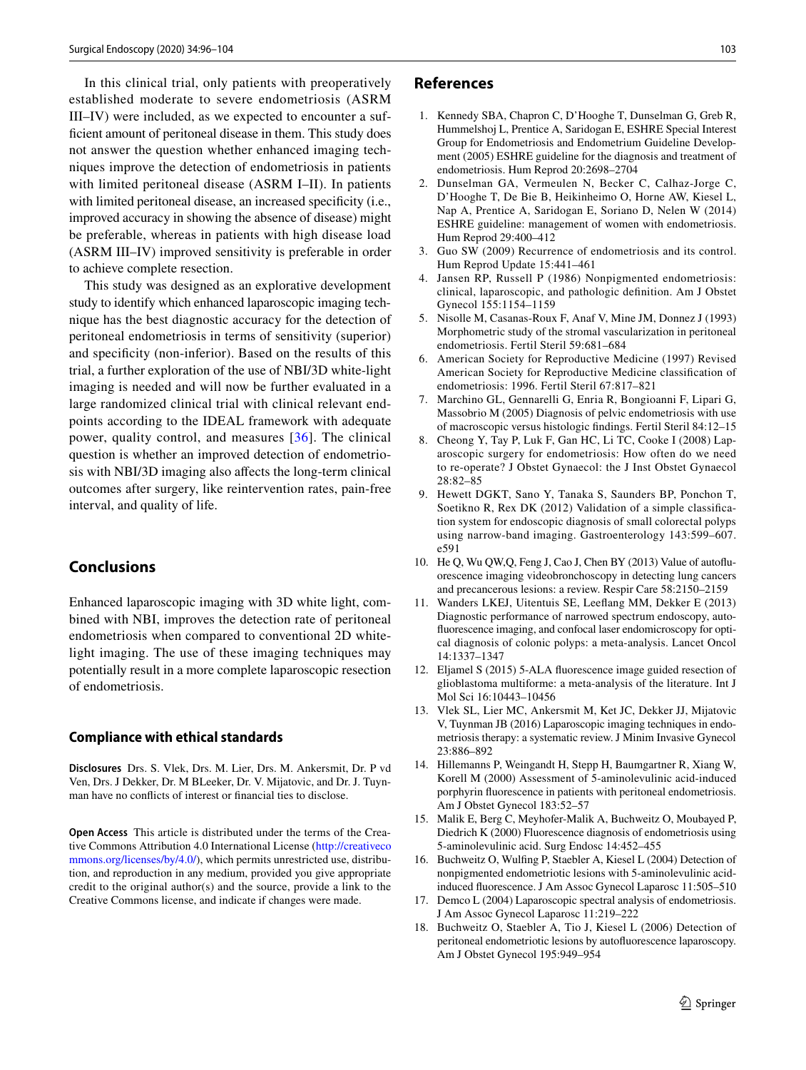In this clinical trial, only patients with preoperatively established moderate to severe endometriosis (ASRM III–IV) were included, as we expected to encounter a sufficient amount of peritoneal disease in them. This study does not answer the question whether enhanced imaging techniques improve the detection of endometriosis in patients with limited peritoneal disease (ASRM I–II). In patients with limited peritoneal disease, an increased specificity (i.e., improved accuracy in showing the absence of disease) might be preferable, whereas in patients with high disease load (ASRM III–IV) improved sensitivity is preferable in order to achieve complete resection.

This study was designed as an explorative development study to identify which enhanced laparoscopic imaging technique has the best diagnostic accuracy for the detection of peritoneal endometriosis in terms of sensitivity (superior) and specificity (non-inferior). Based on the results of this trial, a further exploration of the use of NBI/3D white-light imaging is needed and will now be further evaluated in a large randomized clinical trial with clinical relevant endpoints according to the IDEAL framework with adequate power, quality control, and measures [36]. The clinical question is whether an improved detection of endometriosis with NBI/3D imaging also affects the long-term clinical outcomes after surgery, like reintervention rates, pain-free interval, and quality of life.

## Conclusions

Enhanced laparoscopic imaging with 3D white light, combined with NBI, improves the detection rate of peritoneal endometriosis when compared to conventional 2D white-light imaging. The use of these imaging techniques may potentially result in a more complete laparoscopic resection of endometriosis.

### Compliance with ethical standards

**Disclosures** Drs. S. Vlek, Drs. M. Lier, Drs. M. Ankersmit, Dr. P vd Ven, Drs. J Dekker, Dr. M BLeeker, Dr. V. Mijatovic, and Dr. J. Tuynman have no conflicts of interest or financial ties to disclose.

**Open Access** This article is distributed under the terms of the Creative Commons Attribution 4.0 International License (http://creativecommons.org/licenses/by/4.0/), which permits unrestricted use, distribution, and reproduction in any medium, provided you give appropriate credit to the original author(s) and the source, provide a link to the Creative Commons license, and indicate if changes were made.

## References

1. Kennedy SBA, Chapron C, D'Hooghe T, Dunselman G, Greb R, Hummelshoj L, Prentice A, Saridogan E, ESHRE Special Interest Group for Endometriosis and Endometrium Guideline Development (2005) ESHRE guideline for the diagnosis and treatment of endometriosis. Hum Reprod 20:2698–2704
2. Dunselman GA, Vermeulen N, Becker C, Calhaz-Jorge C, D'Hooghe T, De Bie B, Heikinheimo O, Horne AW, Kiesel L, Nap A, Prentice A, Saridogan E, Soriano D, Nelen W (2014) ESHRE guideline: management of women with endometriosis. Hum Reprod 29:400–412
3. Guo SW (2009) Recurrence of endometriosis and its control. Hum Reprod Update 15:441–461
4. Jansen RP, Russell P (1986) Nonpigmented endometriosis: clinical, laparoscopic, and pathologic definition. Am J Obstet Gynecol 155:1154–1159
5. Nisolle M, Casanas-Roux F, Anaf V, Mine JM, Donnez J (1993) Morphometric study of the stromal vascularization in peritoneal endometriosis. Fertil Steril 59:681–684
6. American Society for Reproductive Medicine (1997) Revised American Society for Reproductive Medicine classification of endometriosis: 1996. Fertil Steril 67:817–821
7. Marchino GL, Gennarelli G, Enria R, Bongioanni F, Lipari G, Massobrio M (2005) Diagnosis of pelvic endometriosis with use of macroscopic versus histologic findings. Fertil Steril 84:12–15
8. Cheong Y, Tay P, Luk F, Gan HC, Li TC, Cooke I (2008) Laparoscopic surgery for endometriosis: How often do we need to re-operate? J Obstet Gynaecol: the J Inst Obstet Gynaecol 28:82–85
9. Hewett DGKT, Sano Y, Tanaka S, Saunders BP, Ponchon T, Soetikno R, Rex DK (2012) Validation of a simple classification system for endoscopic diagnosis of small colorectal polyps using narrow-band imaging. Gastroenterology 143:599–607. e591
10. He Q, Wu QW,Q, Feng J, Cao J, Chen BY (2013) Value of autofluorescence imaging videobronchoscopy in detecting lung cancers and precancerous lesions: a review. Respir Care 58:2150–2159
11. Wanders LKEJ, Uitentuis SE, Leeflang MM, Dekker E (2013) Diagnostic performance of narrowed spectrum endoscopy, autofluorescence imaging, and confocal laser endomicroscopy for optical diagnosis of colonic polyps: a meta-analysis. Lancet Oncol 14:1337–1347
12. Eljamel S (2015) 5-ALA fluorescence image guided resection of glioblastoma multiforme: a meta-analysis of the literature. Int J Mol Sci 16:10443–10456
13. Vlek SL, Lier MC, Ankersmit M, Ket JC, Dekker JJ, Mijatovic V, Tuynman JB (2016) Laparoscopic imaging techniques in endometriosis therapy: a systematic review. J Minim Invasive Gynecol 23:886–892
14. Hillemanns P, Weingandt H, Stepp H, Baumgartner R, Xiang W, Korell M (2000) Assessment of 5-aminolevulinic acid-induced porphyrin fluorescence in patients with peritoneal endometriosis. Am J Obstet Gynecol 183:52–57
15. Malik E, Berg C, Meyhofer-Malik A, Buchweitz O, Moubayed P, Diedrich K (2000) Fluorescence diagnosis of endometriosis using 5-aminolevulinic acid. Surg Endosc 14:452–455
16. Buchweitz O, Wulfing P, Staebler A, Kiesel L (2004) Detection of nonpigmented endometriotic lesions with 5-aminolevulinic acid-induced fluorescence. J Am Assoc Gynecol Laparosc 11:505–510
17. Demco L (2004) Laparoscopic spectral analysis of endometriosis. J Am Assoc Gynecol Laparosc 11:219–222
18. Buchweitz O, Staebler A, Tio J, Kiesel L (2006) Detection of peritoneal endometriotic lesions by autofluorescence laparoscopy. Am J Obstet Gynecol 195:949–954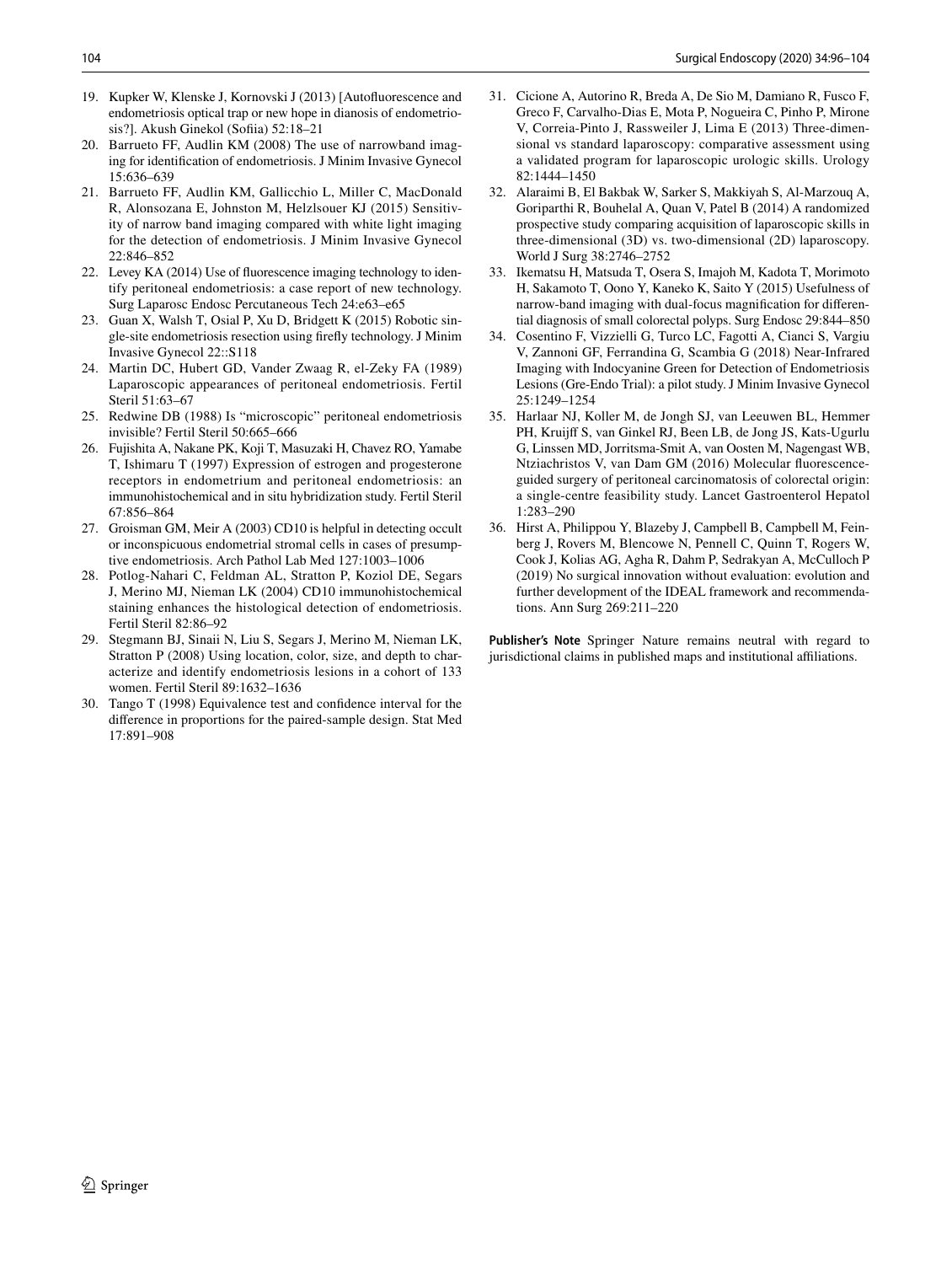19. Kupker W, Klenske J, Kornovski J (2013) [Autofluorescence and endometriosis optical trap or new hope in dianosis of endometriosis?]. Akush Ginekol (Sofiia) 52:18–21
20. Barrueto FF, Audlin KM (2008) The use of narrowband imaging for identification of endometriosis. J Minim Invasive Gynecol 15:636–639
21. Barrueto FF, Audlin KM, Gallicchio L, Miller C, MacDonald R, Alonsozana E, Johnston M, Helzlsouer KJ (2015) Sensitivity of narrow band imaging compared with white light imaging for the detection of endometriosis. J Minim Invasive Gynecol 22:846–852
22. Levey KA (2014) Use of fluorescence imaging technology to identify peritoneal endometriosis: a case report of new technology. Surg Laparosc Endosc Percutaneous Tech 24:e63–e65
23. Guan X, Walsh T, Osial P, Xu D, Bridgett K (2015) Robotic single-site endometriosis resection using firefly technology. J Minim Invasive Gynecol 22::S118
24. Martin DC, Hubert GD, Vander Zwaag R, el-Zeky FA (1989) Laparoscopic appearances of peritoneal endometriosis. Fertil Steril 51:63–67
25. Redwine DB (1988) Is "microscopic" peritoneal endometriosis invisible? Fertil Steril 50:665–666
26. Fujishita A, Nakane PK, Koji T, Masuzaki H, Chavez RO, Yamabe T, Ishimaru T (1997) Expression of estrogen and progesterone receptors in endometrium and peritoneal endometriosis: an immunohistochemical and in situ hybridization study. Fertil Steril 67:856–864
27. Groisman GM, Meir A (2003) CD10 is helpful in detecting occult or inconspicuous endometrial stromal cells in cases of presumptive endometriosis. Arch Pathol Lab Med 127:1003–1006
28. Potlog-Nahari C, Feldman AL, Stratton P, Koziol DE, Segars J, Merino MJ, Nieman LK (2004) CD10 immunohistochemical staining enhances the histological detection of endometriosis. Fertil Steril 82:86–92
29. Stegmann BJ, Sinaii N, Liu S, Segars J, Merino M, Nieman LK, Stratton P (2008) Using location, color, size, and depth to characterize and identify endometriosis lesions in a cohort of 133 women. Fertil Steril 89:1632–1636
30. Tango T (1998) Equivalence test and confidence interval for the difference in proportions for the paired-sample design. Stat Med 17:891–908
31. Cicione A, Autorino R, Breda A, De Sio M, Damiano R, Fusco F, Greco F, Carvalho-Dias E, Mota P, Nogueira C, Pinho P, Mirone V, Correia-Pinto J, Rassweiler J, Lima E (2013) Three-dimensional vs standard laparoscopy: comparative assessment using a validated program for laparoscopic urologic skills. Urology 82:1444–1450
32. Alaraimi B, El Bakbak W, Sarker S, Makkiyah S, Al-Marzouq A, Goriparthi R, Bouhelal A, Quan V, Patel B (2014) A randomized prospective study comparing acquisition of laparoscopic skills in three-dimensional (3D) vs. two-dimensional (2D) laparoscopy. World J Surg 38:2746–2752
33. Ikematsu H, Matsuda T, Osera S, Imajoh M, Kadota T, Morimoto H, Sakamoto T, Oono Y, Kaneko K, Saito Y (2015) Usefulness of narrow-band imaging with dual-focus magnification for differential diagnosis of small colorectal polyps. Surg Endosc 29:844–850
34. Cosentino F, Vizzielli G, Turco LC, Fagotti A, Cianci S, Vargiu V, Zannoni GF, Ferrandina G, Scambia G (2018) Near-Infrared Imaging with Indocyanine Green for Detection of Endometriosis Lesions (Gre-Endo Trial): a pilot study. J Minim Invasive Gynecol 25:1249–1254
35. Harlaar NJ, Koller M, de Jongh SJ, van Leeuwen BL, Hemmer PH, Kruijff S, van Ginkel RJ, Been LB, de Jong JS, Kats-Ugurlu G, Linssen MD, Jorritsma-Smit A, van Oosten M, Nagengast WB, Ntziachristos V, van Dam GM (2016) Molecular fluorescence-guided surgery of peritoneal carcinomatosis of colorectal origin: a single-centre feasibility study. Lancet Gastroenterol Hepatol 1:283–290
36. Hirst A, Philippou Y, Blazeby J, Campbell B, Campbell M, Feinberg J, Rovers M, Blencowe N, Pennell C, Quinn T, Rogers W, Cook J, Kolias AG, Agha R, Dahm P, Sedrakyan A, McCulloch P (2019) No surgical innovation without evaluation: evolution and further development of the IDEAL framework and recommendations. Ann Surg 269:211–220

**Publisher's Note** Springer Nature remains neutral with regard to jurisdictional claims in published maps and institutional affiliations.